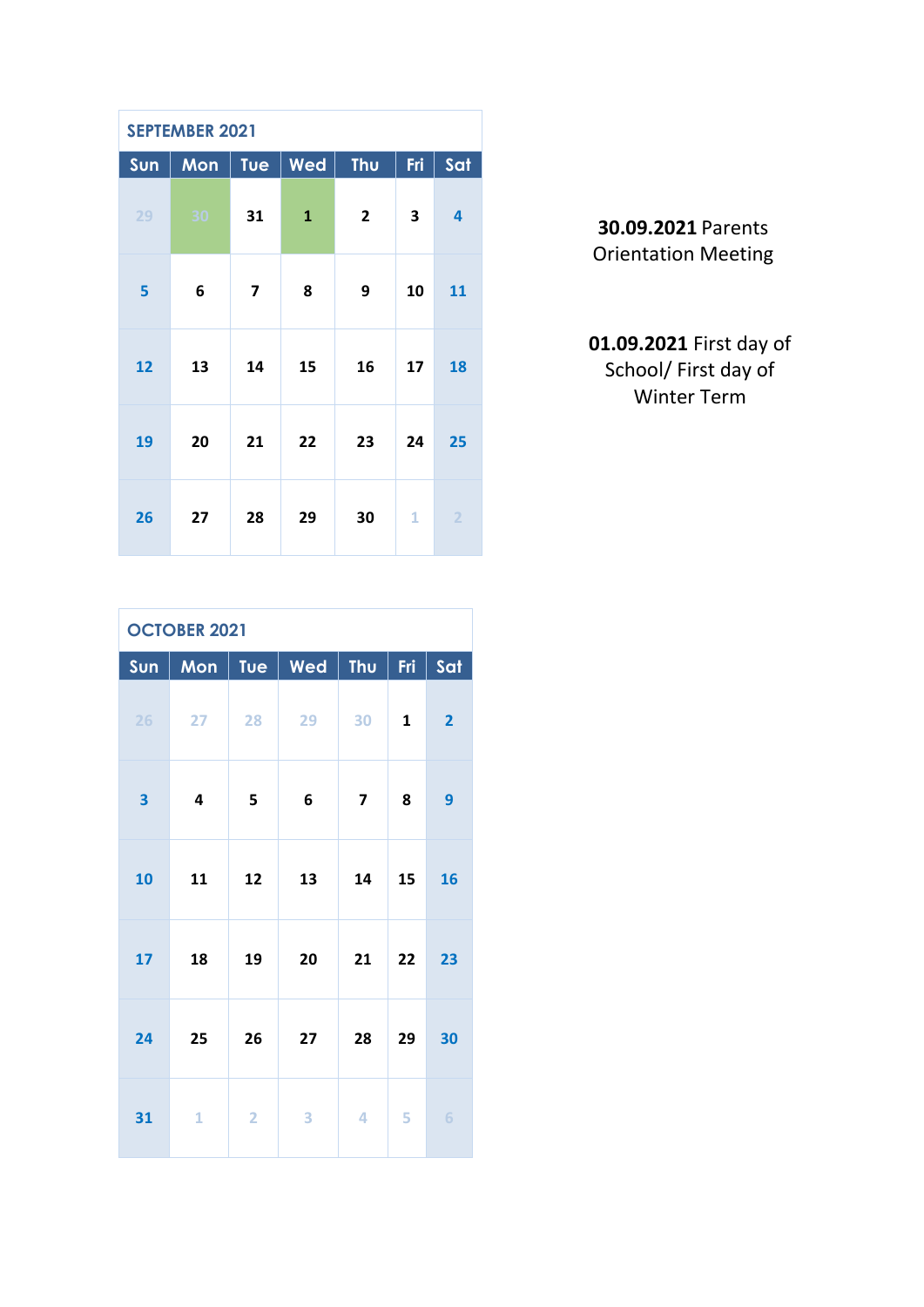## SEPTEMBER 2021

| Sun | Mon | Tue | Wed | Thu | Fri | Sat |
|---|---|---|---|---|---|---|
| 29 | 30 | 31 | 1 | 2 | 3 | 4 |
| 5 | 6 | 7 | 8 | 9 | 10 | 11 |
| 12 | 13 | 14 | 15 | 16 | 17 | 18 |
| 19 | 20 | 21 | 22 | 23 | 24 | 25 |
| 26 | 27 | 28 | 29 | 30 | 1 | 2 |

**30.09.2021** Parents Orientation Meeting

**01.09.2021** First day of School/ First day of Winter Term

## OCTOBER 2021

| Sun | Mon | Tue | Wed | Thu | Fri | Sat |
|---|---|---|---|---|---|---|
| 26 | 27 | 28 | 29 | 30 | 1 | 2 |
| 3 | 4 | 5 | 6 | 7 | 8 | 9 |
| 10 | 11 | 12 | 13 | 14 | 15 | 16 |
| 17 | 18 | 19 | 20 | 21 | 22 | 23 |
| 24 | 25 | 26 | 27 | 28 | 29 | 30 |
| 31 | 1 | 2 | 3 | 4 | 5 | 6 |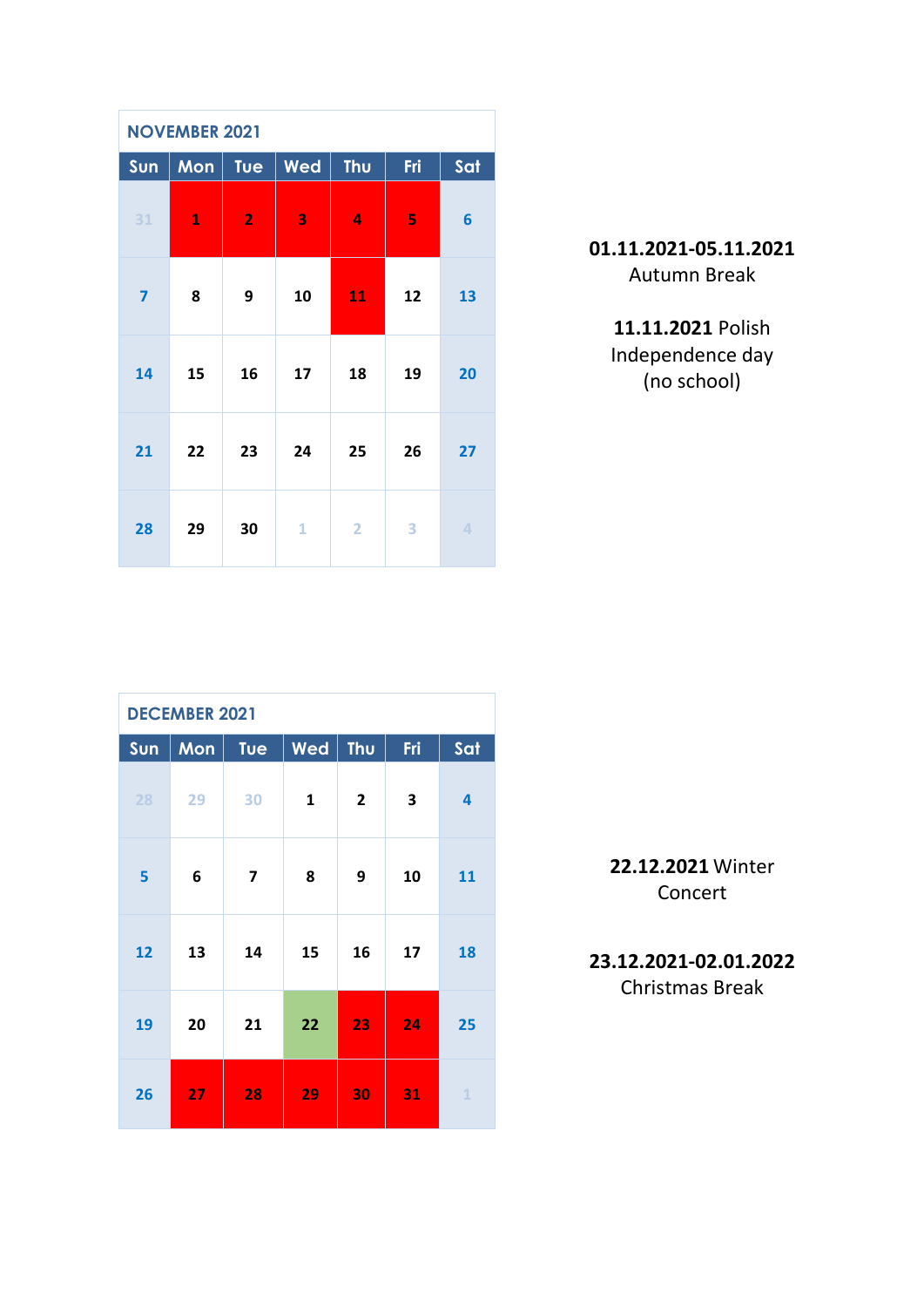## NOVEMBER 2021

| Sun | Mon | Tue | Wed | Thu | Fri | Sat |
|---|---|---|---|---|---|---|
| 31 | 1 | 2 | 3 | 4 | 5 | 6 |
| 7 | 8 | 9 | 10 | 11 | 12 | 13 |
| 14 | 15 | 16 | 17 | 18 | 19 | 20 |
| 21 | 22 | 23 | 24 | 25 | 26 | 27 |
| 28 | 29 | 30 | 1 | 2 | 3 | 4 |

**01.11.2021-05.11.2021** Autumn Break

**11.11.2021** Polish Independence day (no school)

## DECEMBER 2021

| Sun | Mon | Tue | Wed | Thu | Fri | Sat |
|---|---|---|---|---|---|---|
| 28 | 29 | 30 | 1 | 2 | 3 | 4 |
| 5 | 6 | 7 | 8 | 9 | 10 | 11 |
| 12 | 13 | 14 | 15 | 16 | 17 | 18 |
| 19 | 20 | 21 | 22 | 23 | 24 | 25 |
| 26 | 27 | 28 | 29 | 30 | 31 | 1 |

**22.12.2021** Winter Concert

**23.12.2021-02.01.2022** Christmas Break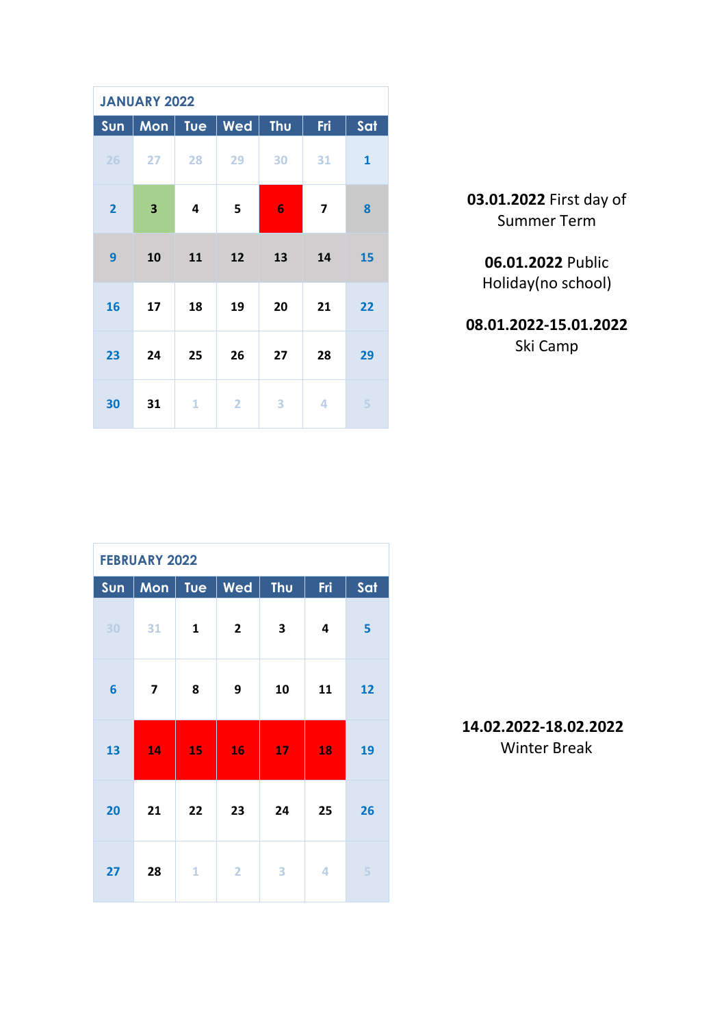## JANUARY 2022

| Sun | Mon | Tue | Wed | Thu | Fri | Sat |
|---|---|---|---|---|---|---|
| 26 | 27 | 28 | 29 | 30 | 31 | 1 |
| 2 | 3 | 4 | 5 | 6 | 7 | 8 |
| 9 | 10 | 11 | 12 | 13 | 14 | 15 |
| 16 | 17 | 18 | 19 | 20 | 21 | 22 |
| 23 | 24 | 25 | 26 | 27 | 28 | 29 |
| 30 | 31 | 1 | 2 | 3 | 4 | 5 |

**03.01.2022** First day of Summer Term

**06.01.2022** Public Holiday(no school)

**08.01.2022-15.01.2022** Ski Camp

## FEBRUARY 2022

| Sun | Mon | Tue | Wed | Thu | Fri | Sat |
|---|---|---|---|---|---|---|
| 30 | 31 | 1 | 2 | 3 | 4 | 5 |
| 6 | 7 | 8 | 9 | 10 | 11 | 12 |
| 13 | 14 | 15 | 16 | 17 | 18 | 19 |
| 20 | 21 | 22 | 23 | 24 | 25 | 26 |
| 27 | 28 | 1 | 2 | 3 | 4 | 5 |

**14.02.2022-18.02.2022** Winter Break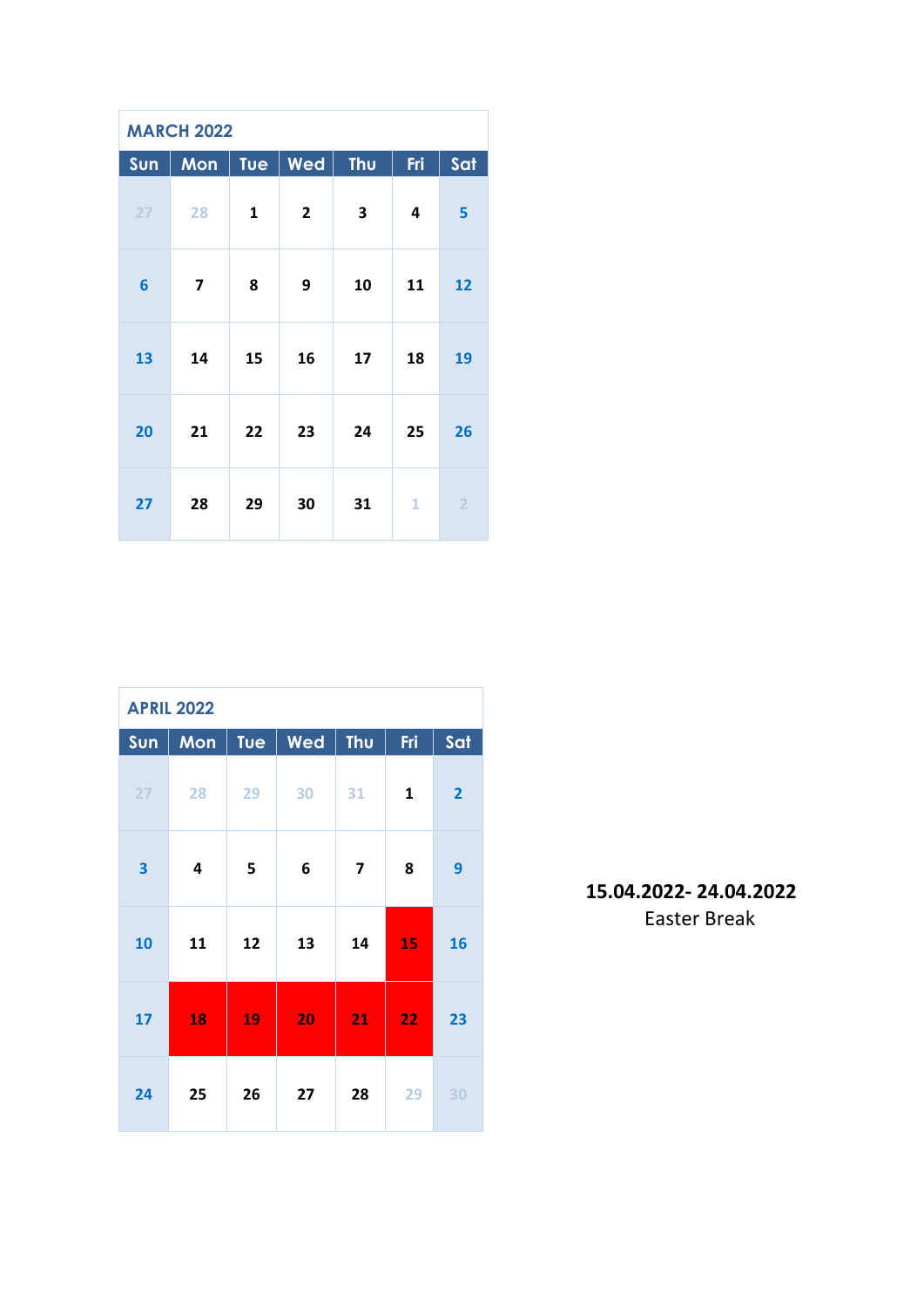## MARCH 2022

| Sun | Mon | Tue | Wed | Thu | Fri | Sat |
|---|---|---|---|---|---|---|
| 27 | 28 | 1 | 2 | 3 | 4 | 5 |
| 6 | 7 | 8 | 9 | 10 | 11 | 12 |
| 13 | 14 | 15 | 16 | 17 | 18 | 19 |
| 20 | 21 | 22 | 23 | 24 | 25 | 26 |
| 27 | 28 | 29 | 30 | 31 | 1 | 2 |

## APRIL 2022

| Sun | Mon | Tue | Wed | Thu | Fri | Sat |
|---|---|---|---|---|---|---|
| 27 | 28 | 29 | 30 | 31 | 1 | 2 |
| 3 | 4 | 5 | 6 | 7 | 8 | 9 |
| 10 | 11 | 12 | 13 | 14 | 15 | 16 |
| 17 | 18 | 19 | 20 | 21 | 22 | 23 |
| 24 | 25 | 26 | 27 | 28 | 29 | 30 |

**15.04.2022- 24.04.2022**
Easter Break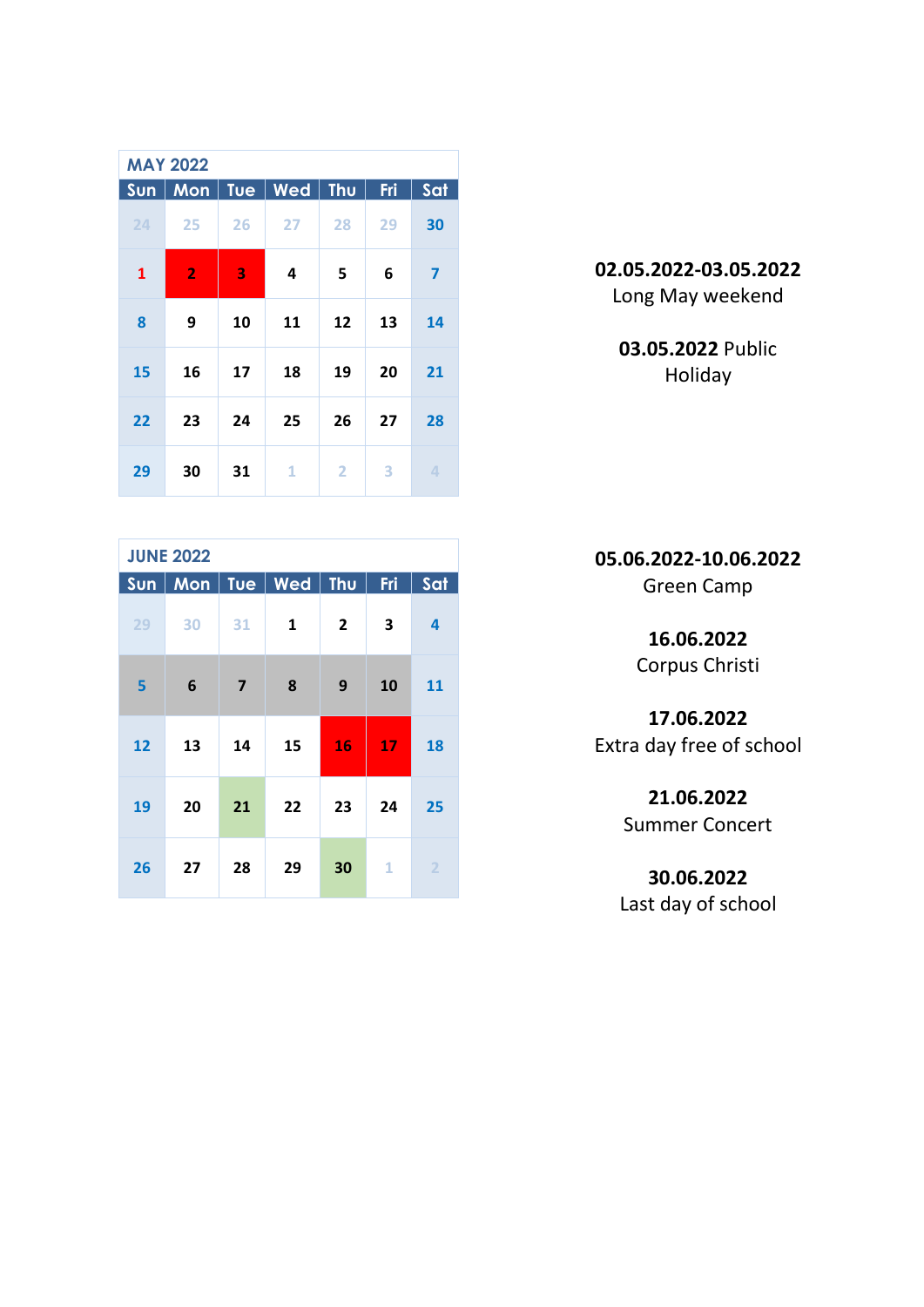| MAY 2022 | | | | | | |
|---|---|---|---|---|---|---|
| Sun | Mon | Tue | Wed | Thu | Fri | Sat |
| 24 | 25 | 26 | 27 | 28 | 29 | 30 |
| 1 | 2 | 3 | 4 | 5 | 6 | 7 |
| 8 | 9 | 10 | 11 | 12 | 13 | 14 |
| 15 | 16 | 17 | 18 | 19 | 20 | 21 |
| 22 | 23 | 24 | 25 | 26 | 27 | 28 |
| 29 | 30 | 31 | 1 | 2 | 3 | 4 |

**02.05.2022-03.05.2022**
Long May weekend

**03.05.2022** Public Holiday

| JUNE 2022 | | | | | | |
|---|---|---|---|---|---|---|
| Sun | Mon | Tue | Wed | Thu | Fri | Sat |
| 29 | 30 | 31 | 1 | 2 | 3 | 4 |
| 5 | 6 | 7 | 8 | 9 | 10 | 11 |
| 12 | 13 | 14 | 15 | 16 | 17 | 18 |
| 19 | 20 | 21 | 22 | 23 | 24 | 25 |
| 26 | 27 | 28 | 29 | 30 | 1 | 2 |

**05.06.2022-10.06.2022**
Green Camp

**16.06.2022**
Corpus Christi

**17.06.2022**
Extra day free of school

**21.06.2022**
Summer Concert

**30.06.2022**
Last day of school